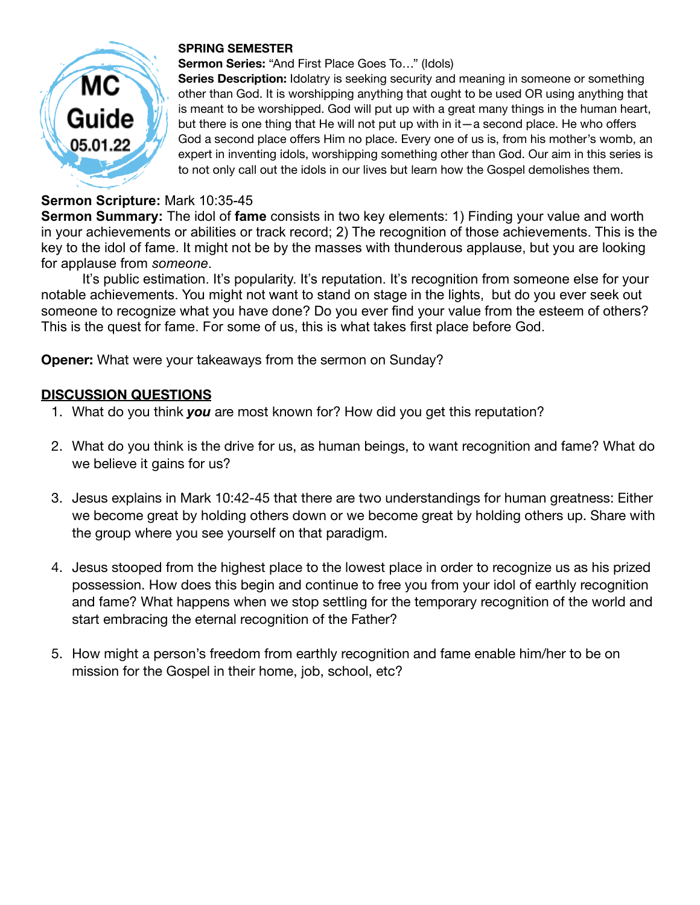# MC Guide 05.01.22

**SPRING SEMESTER**

**Sermon Series:** "And First Place Goes To…" (Idols)

**Series Description:** Idolatry is seeking security and meaning in someone or something other than God. It is worshipping anything that ought to be used OR using anything that is meant to be worshipped. God will put up with a great many things in the human heart, but there is one thing that He will not put up with in it—a second place. He who offers God a second place offers Him no place. Every one of us is, from his mother's womb, an expert in inventing idols, worshipping something other than God. Our aim in this series is to not only call out the idols in our lives but learn how the Gospel demolishes them.

**Sermon Scripture:** Mark 10:35-45

**Sermon Summary:** The idol of **fame** consists in two key elements: 1) Finding your value and worth in your achievements or abilities or track record; 2) The recognition of those achievements. This is the key to the idol of fame. It might not be by the masses with thunderous applause, but you are looking for applause from *someone*.

It's public estimation. It's popularity. It's reputation. It's recognition from someone else for your notable achievements. You might not want to stand on stage in the lights, but do you ever seek out someone to recognize what you have done? Do you ever find your value from the esteem of others? This is the quest for fame. For some of us, this is what takes first place before God.

**Opener:** What were your takeaways from the sermon on Sunday?

## DISCUSSION QUESTIONS

1. What do you think ***you*** are most known for? How did you get this reputation?

2. What do you think is the drive for us, as human beings, to want recognition and fame? What do we believe it gains for us?

3. Jesus explains in Mark 10:42-45 that there are two understandings for human greatness: Either we become great by holding others down or we become great by holding others up. Share with the group where you see yourself on that paradigm.

4. Jesus stooped from the highest place to the lowest place in order to recognize us as his prized possession. How does this begin and continue to free you from your idol of earthly recognition and fame? What happens when we stop settling for the temporary recognition of the world and start embracing the eternal recognition of the Father?

5. How might a person's freedom from earthly recognition and fame enable him/her to be on mission for the Gospel in their home, job, school, etc?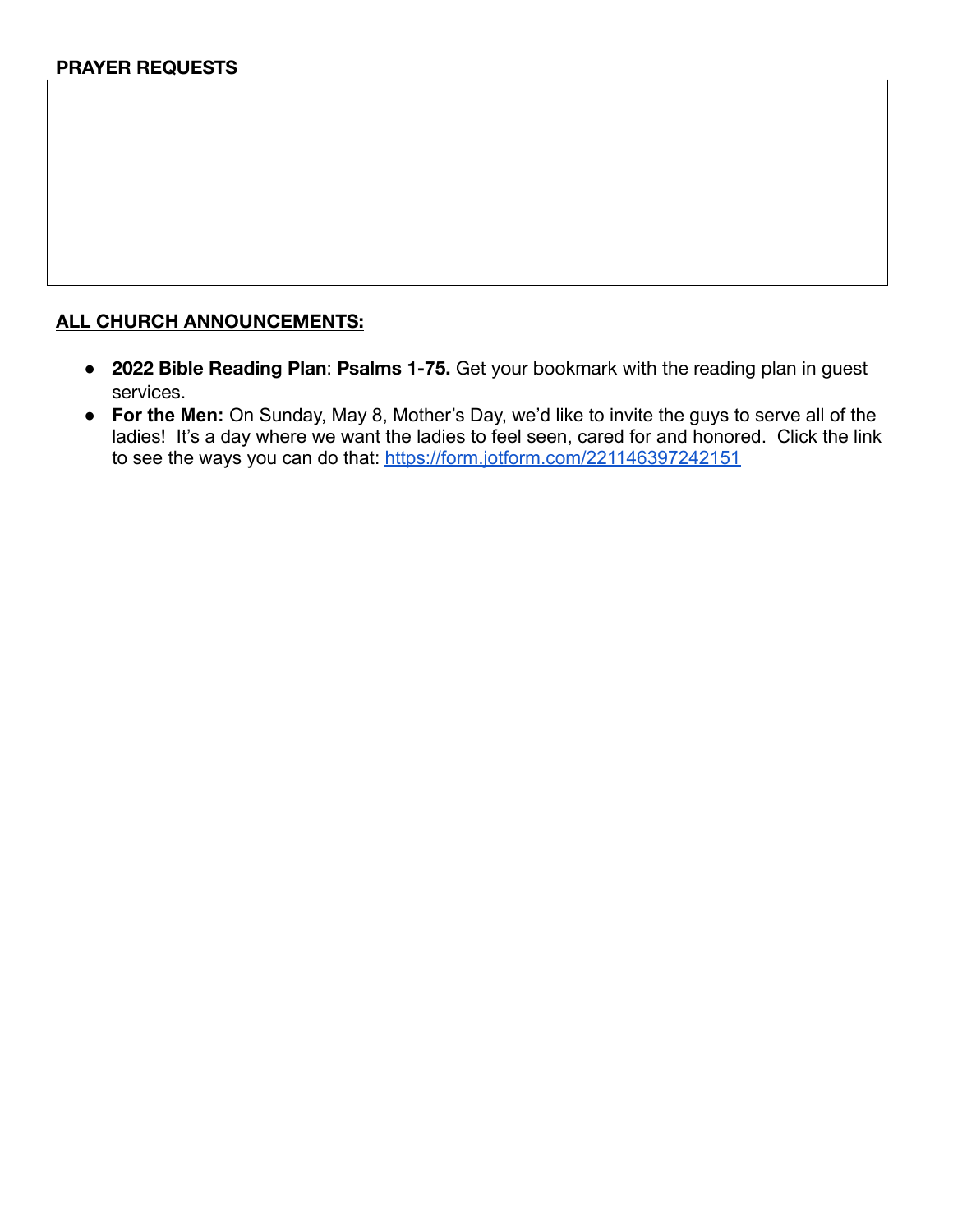**PRAYER REQUESTS**

**ALL CHURCH ANNOUNCEMENTS:**

- **2022 Bible Reading Plan**: **Psalms 1-75.** Get your bookmark with the reading plan in guest services.
- **For the Men:** On Sunday, May 8, Mother's Day, we'd like to invite the guys to serve all of the ladies! It's a day where we want the ladies to feel seen, cared for and honored. Click the link to see the ways you can do that: https://form.jotform.com/221146397242151